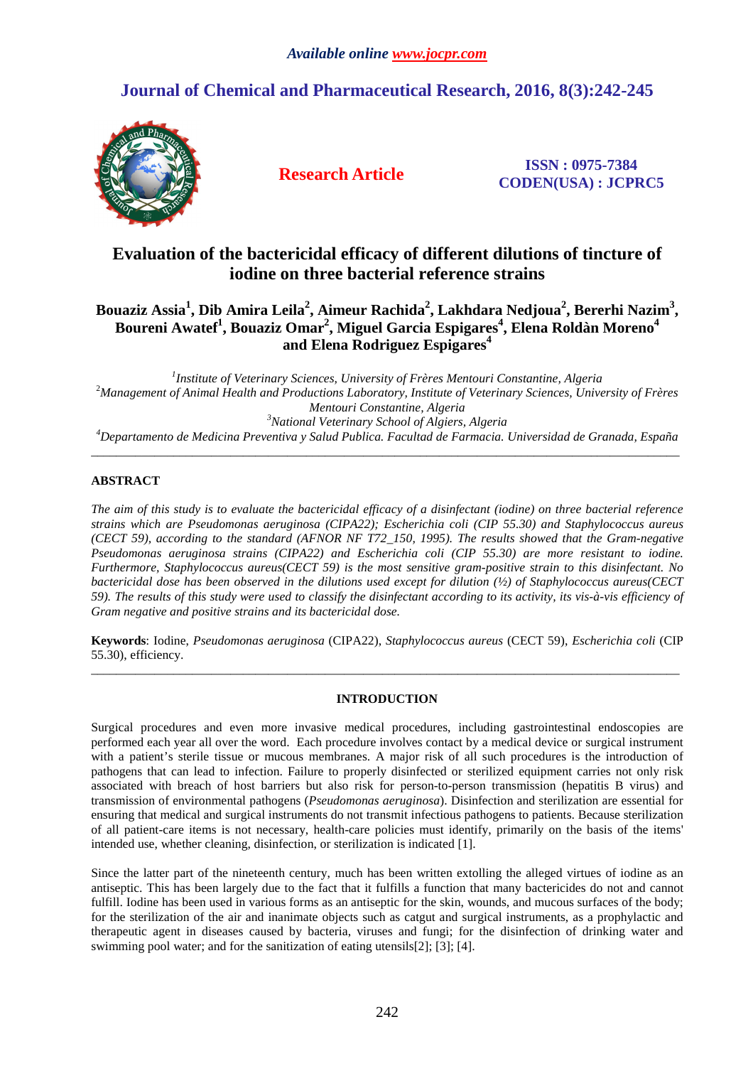*Available online www.jocpr.com*

**Journal of Chemical and Pharmaceutical Research, 2016, 8(3):242-245**

**Research Article**

**ISSN : 0975-7384**
**CODEN(USA) : JCPRC5**

# Evaluation of the bactericidal efficacy of different dilutions of tincture of iodine on three bacterial reference strains

**Bouaziz Assia[1], Dib Amira Leila[2], Aimeur Rachida[2], Lakhdara Nedjoua[2], Bererhi Nazim[3], Boureni Awatef[1], Bouaziz Omar[2], Miguel Garcia Espigares[4], Elena Roldàn Moreno[4] and Elena Rodriguez Espigares[4]**

[1]*Institute of Veterinary Sciences, University of Frères Mentouri Constantine, Algeria*
[2]*Management of Animal Health and Productions Laboratory, Institute of Veterinary Sciences, University of Frères Mentouri Constantine, Algeria*
[3]*National Veterinary School of Algiers, Algeria*
[4]*Departamento de Medicina Preventiva y Salud Publica. Facultad de Farmacia. Universidad de Granada, España*

---

## ABSTRACT

*The aim of this study is to evaluate the bactericidal efficacy of a disinfectant (iodine) on three bacterial reference strains which are Pseudomonas aeruginosa (CIPA22); Escherichia coli (CIP 55.30) and Staphylococcus aureus (CECT 59), according to the standard (AFNOR NF T72_150, 1995). The results showed that the Gram-negative Pseudomonas aeruginosa strains (CIPA22) and Escherichia coli (CIP 55.30) are more resistant to iodine. Furthermore, Staphylococcus aureus(CECT 59) is the most sensitive gram-positive strain to this disinfectant. No bactericidal dose has been observed in the dilutions used except for dilution (½) of Staphylococcus aureus(CECT 59). The results of this study were used to classify the disinfectant according to its activity, its vis-à-vis efficiency of Gram negative and positive strains and its bactericidal dose.*

**Keywords**: Iodine, *Pseudomonas aeruginosa* (CIPA22), *Staphylococcus aureus* (CECT 59), *Escherichia coli* (CIP 55.30), efficiency.

---

## INTRODUCTION

Surgical procedures and even more invasive medical procedures, including gastrointestinal endoscopies are performed each year all over the word. Each procedure involves contact by a medical device or surgical instrument with a patient's sterile tissue or mucous membranes. A major risk of all such procedures is the introduction of pathogens that can lead to infection. Failure to properly disinfected or sterilized equipment carries not only risk associated with breach of host barriers but also risk for person-to-person transmission (hepatitis B virus) and transmission of environmental pathogens (*Pseudomonas aeruginosa*). Disinfection and sterilization are essential for ensuring that medical and surgical instruments do not transmit infectious pathogens to patients. Because sterilization of all patient-care items is not necessary, health-care policies must identify, primarily on the basis of the items' intended use, whether cleaning, disinfection, or sterilization is indicated [1].

Since the latter part of the nineteenth century, much has been written extolling the alleged virtues of iodine as an antiseptic. This has been largely due to the fact that it fulfills a function that many bactericides do not and cannot fulfill. Iodine has been used in various forms as an antiseptic for the skin, wounds, and mucous surfaces of the body; for the sterilization of the air and inanimate objects such as catgut and surgical instruments, as a prophylactic and therapeutic agent in diseases caused by bacteria, viruses and fungi; for the disinfection of drinking water and swimming pool water; and for the sanitization of eating utensils[2]; [3]; [4].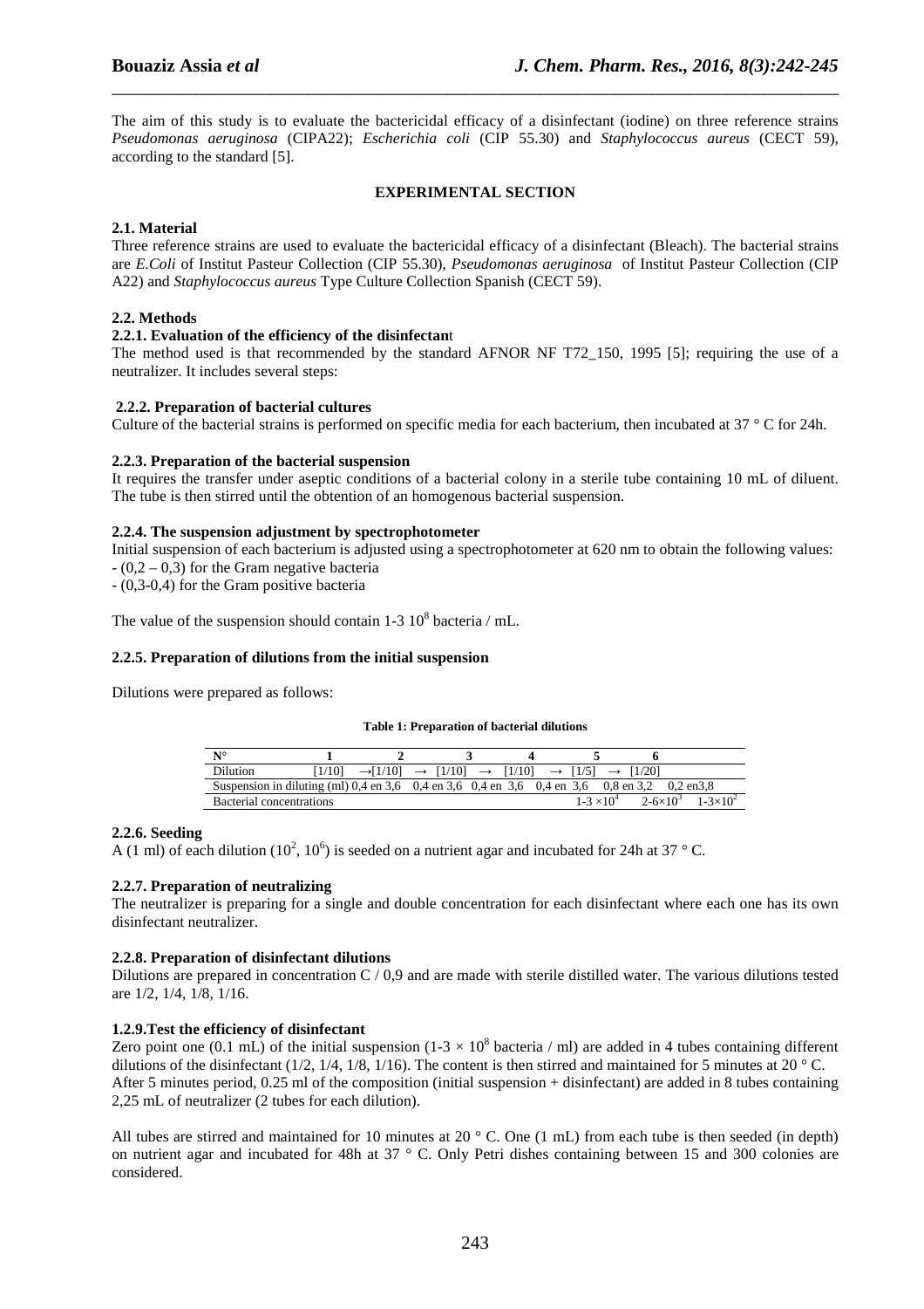The aim of this study is to evaluate the bactericidal efficacy of a disinfectant (iodine) on three reference strains *Pseudomonas aeruginosa* (CIPA22); *Escherichia coli* (CIP 55.30) and *Staphylococcus aureus* (CECT 59), according to the standard [5].

## EXPERIMENTAL SECTION

### 2.1. Material

Three reference strains are used to evaluate the bactericidal efficacy of a disinfectant (Bleach). The bacterial strains are *E.Coli* of Institut Pasteur Collection (CIP 55.30), *Pseudomonas aeruginosa* of Institut Pasteur Collection (CIP A22) and *Staphylococcus aureus* Type Culture Collection Spanish (CECT 59).

### 2.2. Methods

#### 2.2.1. Evaluation of the efficiency of the disinfectant

The method used is that recommended by the standard AFNOR NF T72_150, 1995 [5]; requiring the use of a neutralizer. It includes several steps:

#### 2.2.2. Preparation of bacterial cultures

Culture of the bacterial strains is performed on specific media for each bacterium, then incubated at 37 ° C for 24h.

#### 2.2.3. Preparation of the bacterial suspension

It requires the transfer under aseptic conditions of a bacterial colony in a sterile tube containing 10 mL of diluent. The tube is then stirred until the obtention of an homogenous bacterial suspension.

#### 2.2.4. The suspension adjustment by spectrophotometer

Initial suspension of each bacterium is adjusted using a spectrophotometer at 620 nm to obtain the following values:
- (0,2 – 0,3) for the Gram negative bacteria
- (0,3-0,4) for the Gram positive bacteria

The value of the suspension should contain 1-3 $10^8$ bacteria / mL.

#### 2.2.5. Preparation of dilutions from the initial suspension

Dilutions were prepared as follows:

**Table 1: Preparation of bacterial dilutions**

| N° | 1 | 2 | 3 | 4 | 5 | 6 | |
|---|---|---|---|---|---|---|---|
| Dilution | [1/10] | →[1/10] | → [1/10] | → [1/10] | → [1/5] | → [1/20] | |
| Suspension in diluting (ml) | 0,4 en 3,6 | 0,4 en 3,6 | 0,4 en 3,6 | 0,4 en 3,6 | 0,8 en 3,2 | 0,2 en3,8 | |
| Bacterial concentrations | | | | | $1\text{-}3 \times 10^4$ | $2\text{-}6{\times}10^3$ | $1\text{-}3{\times}10^2$ |

#### 2.2.6. Seeding

A (1 ml) of each dilution ($10^2$, $10^6$) is seeded on a nutrient agar and incubated for 24h at 37 ° C.

#### 2.2.7. Preparation of neutralizing

The neutralizer is preparing for a single and double concentration for each disinfectant where each one has its own disinfectant neutralizer.

#### 2.2.8. Preparation of disinfectant dilutions

Dilutions are prepared in concentration C / 0,9 and are made with sterile distilled water. The various dilutions tested are 1/2, 1/4, 1/8, 1/16.

#### 1.2.9. Test the efficiency of disinfectant

Zero point one (0.1 mL) of the initial suspension ($1\text{-}3 \times 10^8$ bacteria / ml) are added in 4 tubes containing different dilutions of the disinfectant (1/2, 1/4, 1/8, 1/16). The content is then stirred and maintained for 5 minutes at 20 ° C. After 5 minutes period, 0.25 ml of the composition (initial suspension + disinfectant) are added in 8 tubes containing 2,25 mL of neutralizer (2 tubes for each dilution).

All tubes are stirred and maintained for 10 minutes at 20 ° C. One (1 mL) from each tube is then seeded (in depth) on nutrient agar and incubated for 48h at 37 ° C. Only Petri dishes containing between 15 and 300 colonies are considered.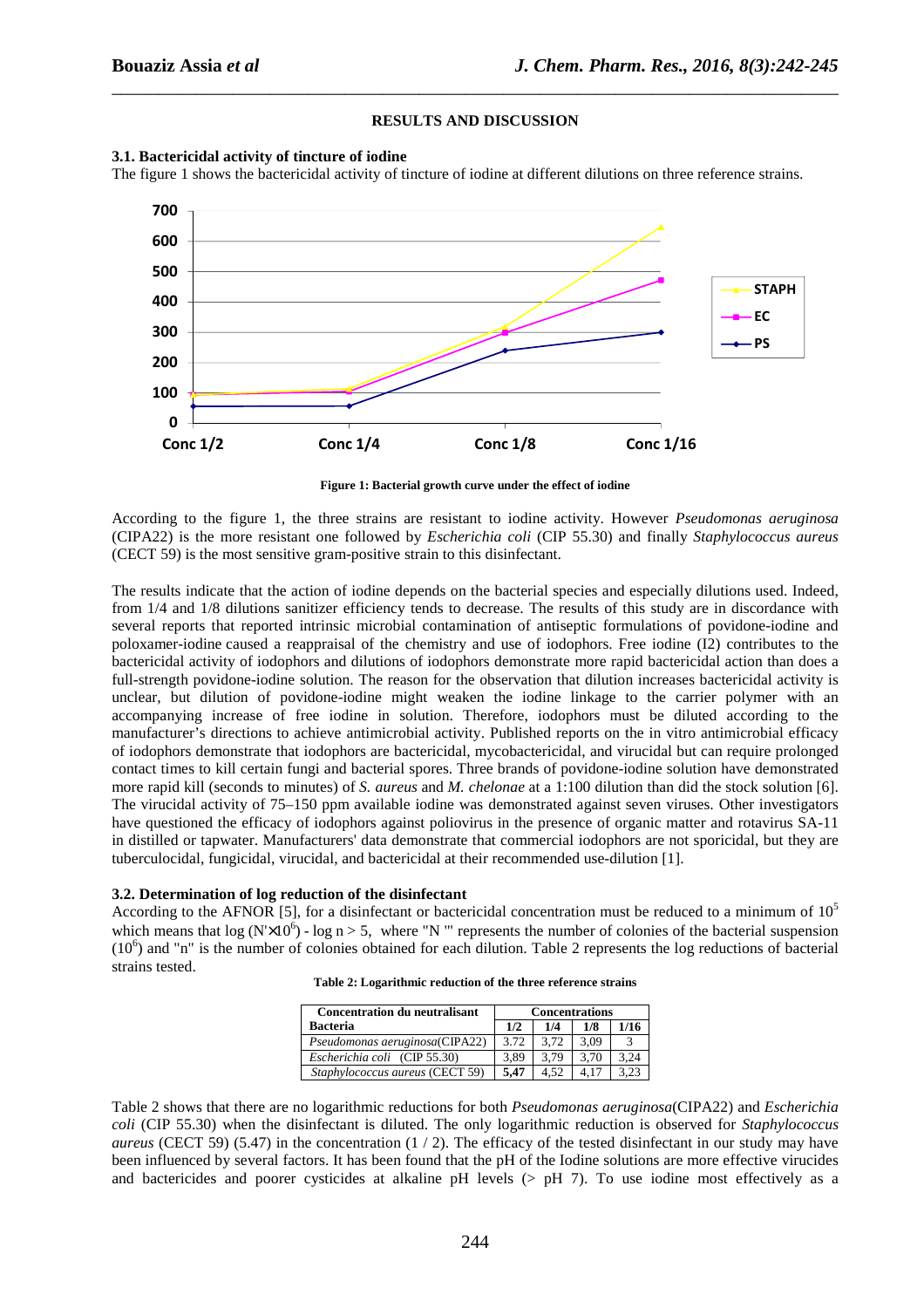## RESULTS AND DISCUSSION

### 3.1. Bactericidal activity of tincture of iodine

The figure 1 shows the bactericidal activity of tincture of iodine at different dilutions on three reference strains.

**Figure 1: Bacterial growth curve under the effect of iodine**

According to the figure 1, the three strains are resistant to iodine activity. However *Pseudomonas aeruginosa* (CIPA22) is the more resistant one followed by *Escherichia coli* (CIP 55.30) and finally *Staphylococcus aureus* (CECT 59) is the most sensitive gram-positive strain to this disinfectant.

The results indicate that the action of iodine depends on the bacterial species and especially dilutions used. Indeed, from 1/4 and 1/8 dilutions sanitizer efficiency tends to decrease. The results of this study are in discordance with several reports that reported intrinsic microbial contamination of antiseptic formulations of povidone-iodine and poloxamer-iodine caused a reappraisal of the chemistry and use of iodophors. Free iodine ($I_2$) contributes to the bactericidal activity of iodophors and dilutions of iodophors demonstrate more rapid bactericidal action than does a full-strength povidone-iodine solution. The reason for the observation that dilution increases bactericidal activity is unclear, but dilution of povidone-iodine might weaken the iodine linkage to the carrier polymer with an accompanying increase of free iodine in solution. Therefore, iodophors must be diluted according to the manufacturer's directions to achieve antimicrobial activity. Published reports on the in vitro antimicrobial efficacy of iodophors demonstrate that iodophors are bactericidal, mycobactericidal, and virucidal but can require prolonged contact times to kill certain fungi and bacterial spores. Three brands of povidone-iodine solution have demonstrated more rapid kill (seconds to minutes) of *S. aureus* and *M. chelonae* at a 1:100 dilution than did the stock solution [6]. The virucidal activity of 75–150 ppm available iodine was demonstrated against seven viruses. Other investigators have questioned the efficacy of iodophors against poliovirus in the presence of organic matter and rotavirus SA-11 in distilled or tapwater. Manufacturers' data demonstrate that commercial iodophors are not sporicidal, but they are tuberculocidal, fungicidal, virucidal, and bactericidal at their recommended use-dilution [1].

### 3.2. Determination of log reduction of the disinfectant

According to the AFNOR [5], for a disinfectant or bactericidal concentration must be reduced to a minimum of $10^5$ which means that $\log (N' \times 10^6) - \log n > 5$, where "N '" represents the number of colonies of the bacterial suspension ($10^6$) and "n" is the number of colonies obtained for each dilution. Table 2 represents the log reductions of bacterial strains tested.

**Table 2: Logarithmic reduction of the three reference strains**

| Concentration du neutralisant | Concentrations | | | |
|---|---|---|---|---|
| **Bacteria** | **1/2** | **1/4** | **1/8** | **1/16** |
| *Pseudomonas aeruginosa*(CIPA22) | 3.72 | 3,72 | 3,09 | 3 |
| *Escherichia coli* (CIP 55.30) | 3,89 | 3,79 | 3,70 | 3,24 |
| *Staphylococcus aureus* (CECT 59) | **5,47** | 4,52 | 4,17 | 3,23 |

Table 2 shows that there are no logarithmic reductions for both *Pseudomonas aeruginosa*(CIPA22) and *Escherichia coli* (CIP 55.30) when the disinfectant is diluted. The only logarithmic reduction is observed for *Staphylococcus aureus* (CECT 59) (5.47) in the concentration (1 / 2). The efficacy of the tested disinfectant in our study may have been influenced by several factors. It has been found that the pH of the Iodine solutions are more effective virucides and bactericides and poorer cysticides at alkaline pH levels (> pH 7). To use iodine most effectively as a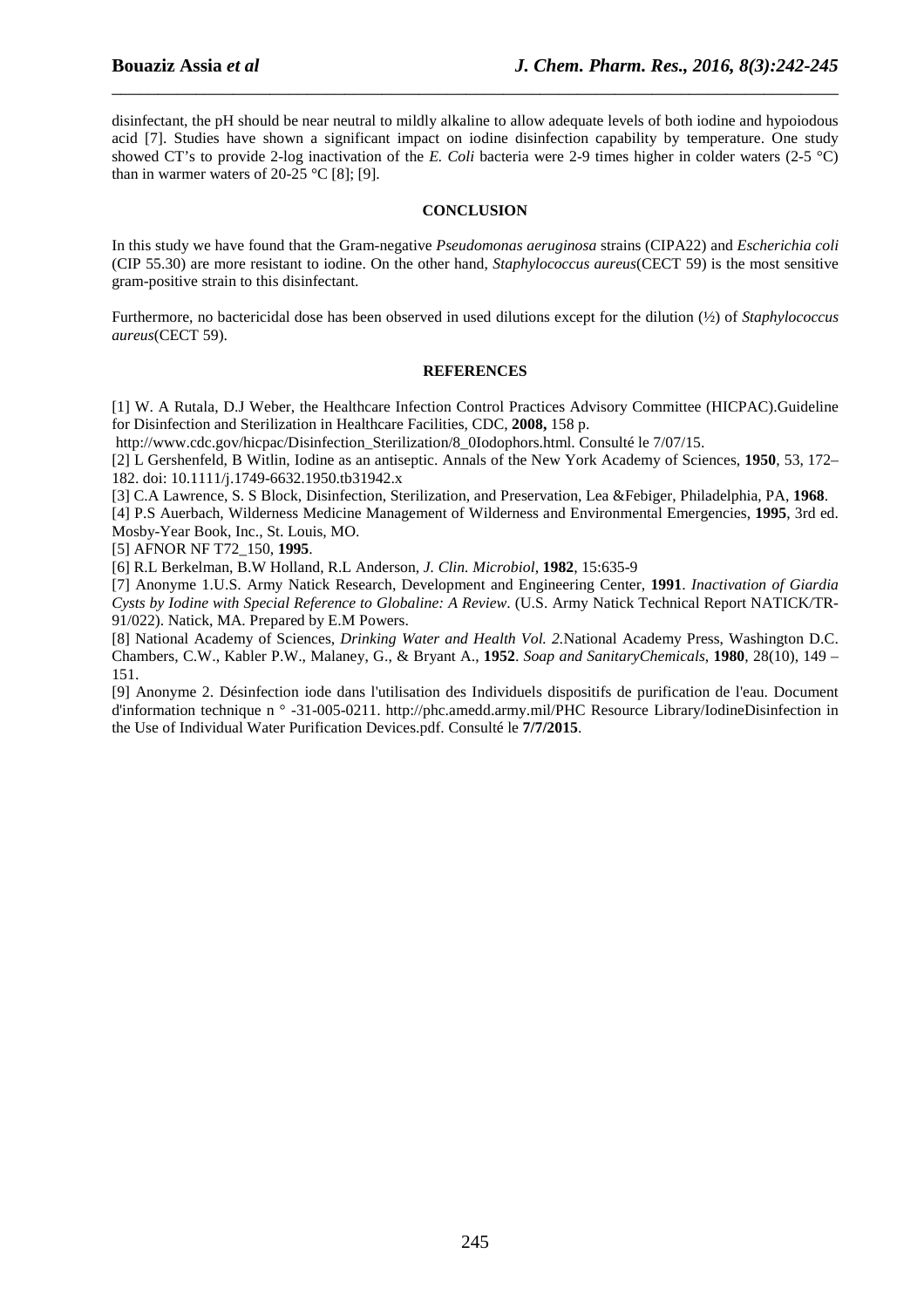disinfectant, the pH should be near neutral to mildly alkaline to allow adequate levels of both iodine and hypoiodous acid [7]. Studies have shown a significant impact on iodine disinfection capability by temperature. One study showed CT's to provide 2-log inactivation of the *E. Coli* bacteria were 2-9 times higher in colder waters (2-5 °C) than in warmer waters of 20-25 °C [8]; [9].

## CONCLUSION

In this study we have found that the Gram-negative *Pseudomonas aeruginosa* strains (CIPA22) and *Escherichia coli* (CIP 55.30) are more resistant to iodine. On the other hand, *Staphylococcus aureus*(CECT 59) is the most sensitive gram-positive strain to this disinfectant.

Furthermore, no bactericidal dose has been observed in used dilutions except for the dilution (½) of *Staphylococcus aureus*(CECT 59).

## REFERENCES

[1] W. A Rutala, D.J Weber, the Healthcare Infection Control Practices Advisory Committee (HICPAC).Guideline for Disinfection and Sterilization in Healthcare Facilities, CDC, **2008,** 158 p.
http://www.cdc.gov/hicpac/Disinfection_Sterilization/8_0Iodophors.html. Consulté le 7/07/15.

[2] L Gershenfeld, B Witlin, Iodine as an antiseptic. Annals of the New York Academy of Sciences, **1950**, 53, 172–182. doi: 10.1111/j.1749-6632.1950.tb31942.x

[3] C.A Lawrence, S. S Block, Disinfection, Sterilization, and Preservation, Lea &Febiger, Philadelphia, PA, **1968**.

[4] P.S Auerbach, Wilderness Medicine Management of Wilderness and Environmental Emergencies, **1995**, 3rd ed. Mosby-Year Book, Inc., St. Louis, MO.

[5] AFNOR NF T72_150, **1995**.

[6] R.L Berkelman, B.W Holland, R.L Anderson, *J. Clin. Microbiol*, **1982**, 15:635-9

[7] Anonyme 1.U.S. Army Natick Research, Development and Engineering Center, **1991**. *Inactivation of Giardia Cysts by Iodine with Special Reference to Globaline: A Review*. (U.S. Army Natick Technical Report NATICK/TR-91/022). Natick, MA. Prepared by E.M Powers.

[8] National Academy of Sciences, *Drinking Water and Health Vol. 2*.National Academy Press, Washington D.C. Chambers, C.W., Kabler P.W., Malaney, G., & Bryant A., **1952**. *Soap and SanitaryChemicals*, **1980**, 28(10), 149 – 151.

[9] Anonyme 2. Désinfection iode dans l'utilisation des Individuels dispositifs de purification de l'eau. Document d'information technique n ° -31-005-0211. http://phc.amedd.army.mil/PHC Resource Library/IodineDisinfection in the Use of Individual Water Purification Devices.pdf. Consulté le **7/7/2015**.